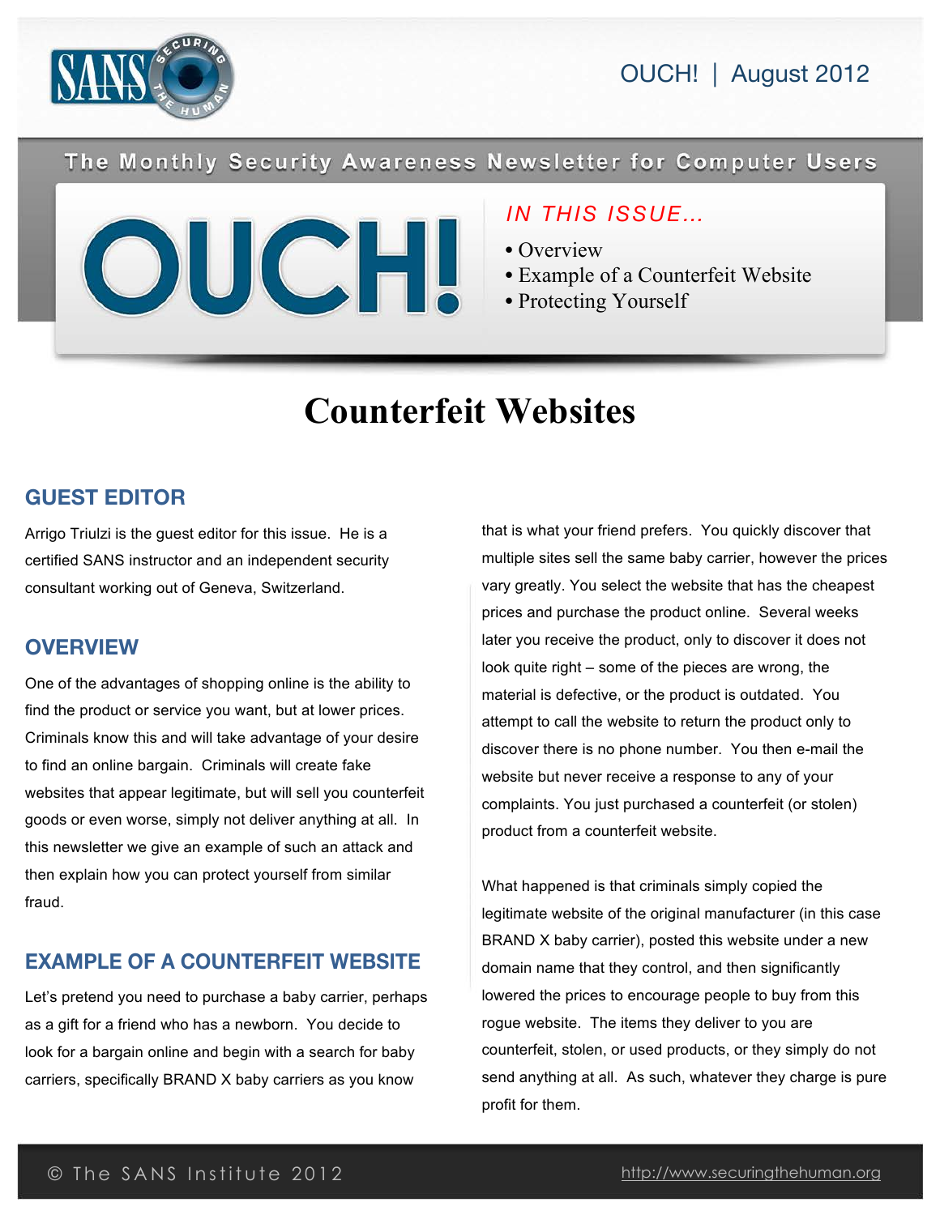OUCH! | August 2012

The Monthly Security Awareness Newsletter for Computer Users

# OUCH!

*IN THIS ISSUE...*

- Overview
- Example of a Counterfeit Website
- Protecting Yourself

# Counterfeit Websites

## GUEST EDITOR

Arrigo Triulzi is the guest editor for this issue. He is a certified SANS instructor and an independent security consultant working out of Geneva, Switzerland.

## OVERVIEW

One of the advantages of shopping online is the ability to find the product or service you want, but at lower prices. Criminals know this and will take advantage of your desire to find an online bargain. Criminals will create fake websites that appear legitimate, but will sell you counterfeit goods or even worse, simply not deliver anything at all. In this newsletter we give an example of such an attack and then explain how you can protect yourself from similar fraud.

## EXAMPLE OF A COUNTERFEIT WEBSITE

Let's pretend you need to purchase a baby carrier, perhaps as a gift for a friend who has a newborn. You decide to look for a bargain online and begin with a search for baby carriers, specifically BRAND X baby carriers as you know that is what your friend prefers. You quickly discover that multiple sites sell the same baby carrier, however the prices vary greatly. You select the website that has the cheapest prices and purchase the product online. Several weeks later you receive the product, only to discover it does not look quite right – some of the pieces are wrong, the material is defective, or the product is outdated. You attempt to call the website to return the product only to discover there is no phone number. You then e-mail the website but never receive a response to any of your complaints. You just purchased a counterfeit (or stolen) product from a counterfeit website.

What happened is that criminals simply copied the legitimate website of the original manufacturer (in this case BRAND X baby carrier), posted this website under a new domain name that they control, and then significantly lowered the prices to encourage people to buy from this rogue website. The items they deliver to you are counterfeit, stolen, or used products, or they simply do not send anything at all. As such, whatever they charge is pure profit for them.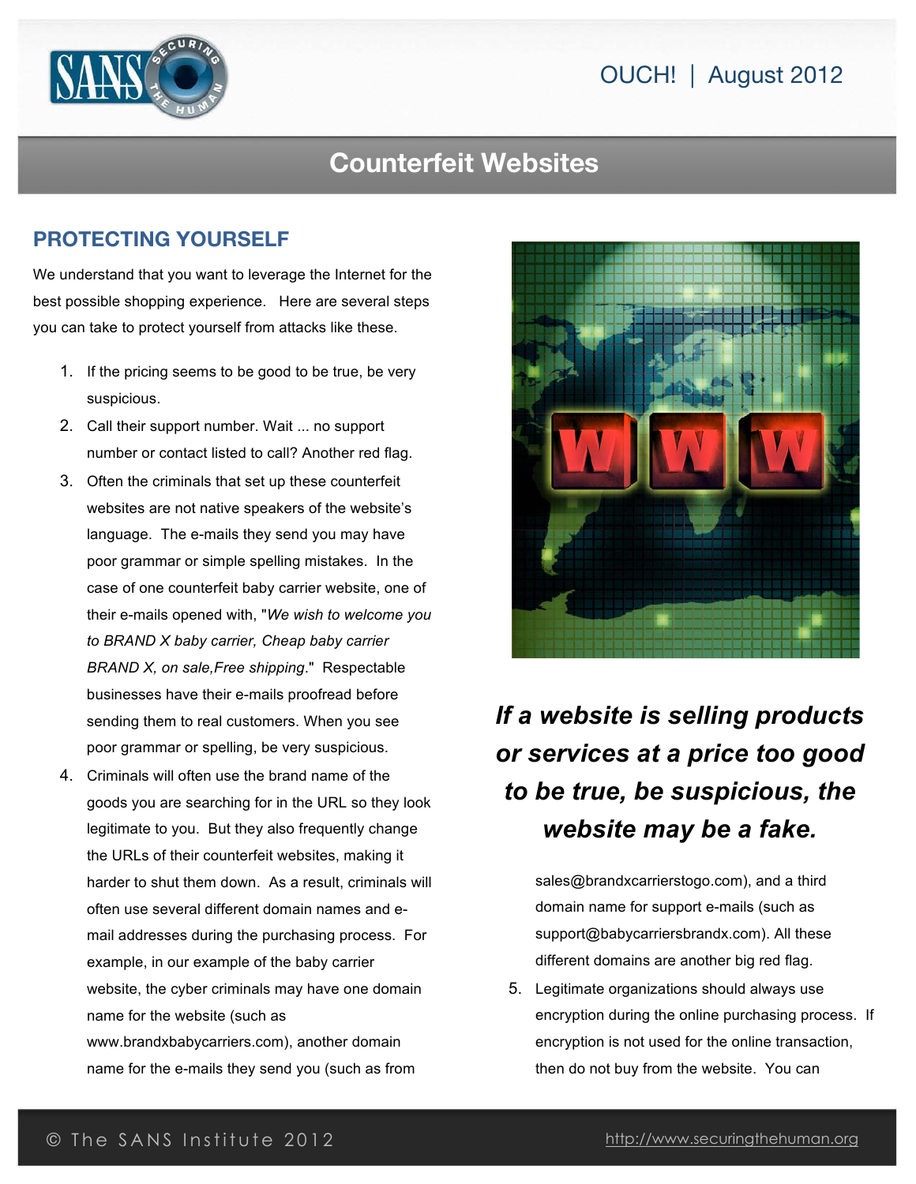## Counterfeit Websites

### PROTECTING YOURSELF

We understand that you want to leverage the Internet for the best possible shopping experience. Here are several steps you can take to protect yourself from attacks like these.

1. If the pricing seems to be good to be true, be very suspicious.
2. Call their support number. Wait ... no support number or contact listed to call? Another red flag.
3. Often the criminals that set up these counterfeit websites are not native speakers of the website's language. The e-mails they send you may have poor grammar or simple spelling mistakes. In the case of one counterfeit baby carrier website, one of their e-mails opened with, "*We wish to welcome you to BRAND X baby carrier, Cheap baby carrier BRAND X, on sale,Free shipping*." Respectable businesses have their e-mails proofread before sending them to real customers. When you see poor grammar or spelling, be very suspicious.
4. Criminals will often use the brand name of the goods you are searching for in the URL so they look legitimate to you. But they also frequently change the URLs of their counterfeit websites, making it harder to shut them down. As a result, criminals will often use several different domain names and e-mail addresses during the purchasing process. For example, in our example of the baby carrier website, the cyber criminals may have one domain name for the website (such as www.brandxbabycarriers.com), another domain name for the e-mails they send you (such as from sales@brandxcarrierstogo.com), and a third domain name for support e-mails (such as support@babycarriersbrandx.com). All these different domains are another big red flag.
5. Legitimate organizations should always use encryption during the online purchasing process. If encryption is not used for the online transaction, then do not buy from the website. You can

***If a website is selling products or services at a price too good to be true, be suspicious, the website may be a fake.***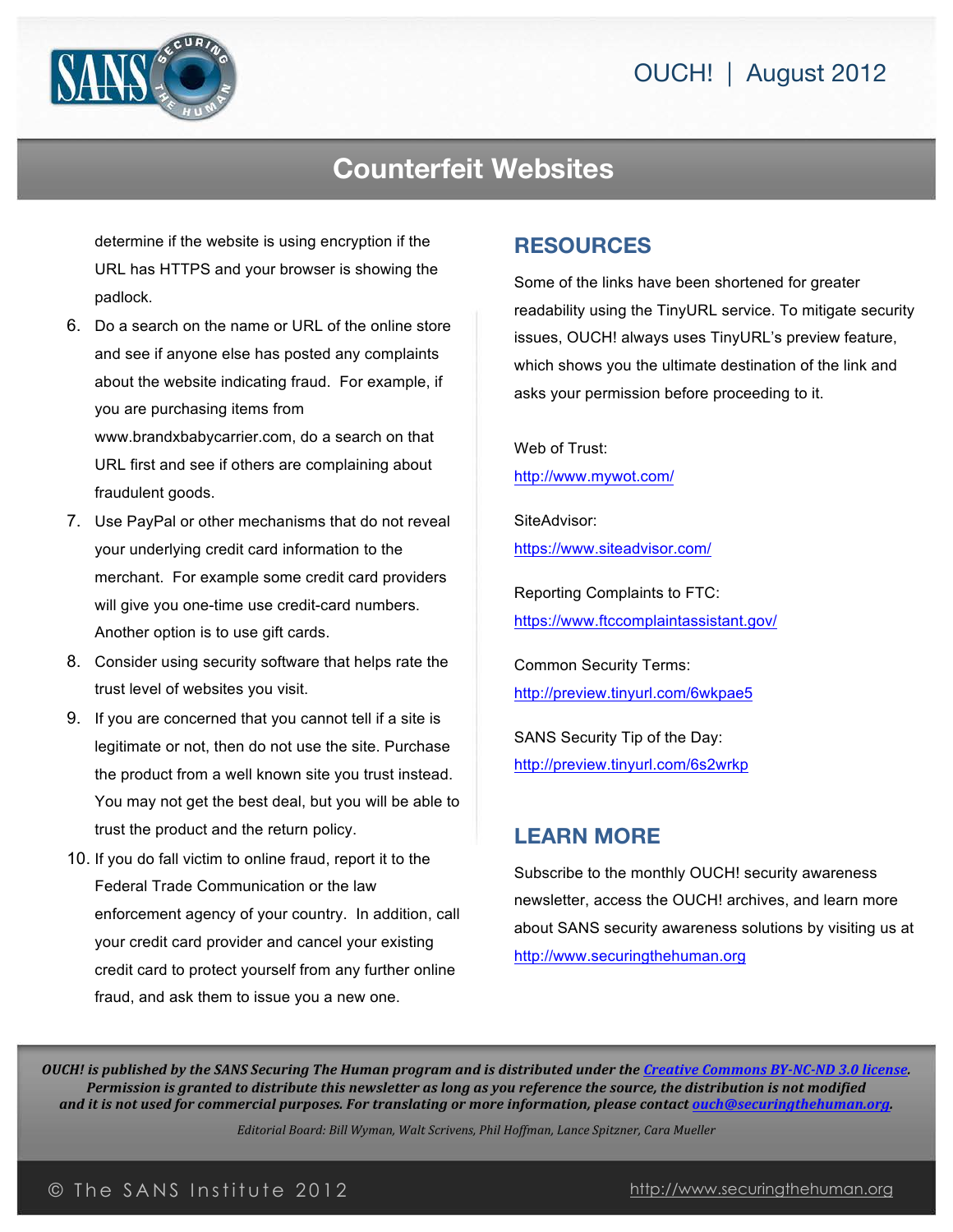determine if the website is using encryption if the URL has HTTPS and your browser is showing the padlock.

6. Do a search on the name or URL of the online store and see if anyone else has posted any complaints about the website indicating fraud. For example, if you are purchasing items from www.brandxbabycarrier.com, do a search on that URL first and see if others are complaining about fraudulent goods.
7. Use PayPal or other mechanisms that do not reveal your underlying credit card information to the merchant. For example some credit card providers will give you one-time use credit-card numbers. Another option is to use gift cards.
8. Consider using security software that helps rate the trust level of websites you visit.
9. If you are concerned that you cannot tell if a site is legitimate or not, then do not use the site. Purchase the product from a well known site you trust instead. You may not get the best deal, but you will be able to trust the product and the return policy.
10. If you do fall victim to online fraud, report it to the Federal Trade Communication or the law enforcement agency of your country. In addition, call your credit card provider and cancel your existing credit card to protect yourself from any further online fraud, and ask them to issue you a new one.

## RESOURCES

Some of the links have been shortened for greater readability using the TinyURL service. To mitigate security issues, OUCH! always uses TinyURL's preview feature, which shows you the ultimate destination of the link and asks your permission before proceeding to it.

Web of Trust:
http://www.mywot.com/

SiteAdvisor:
https://www.siteadvisor.com/

Reporting Complaints to FTC:
https://www.ftccomplaintassistant.gov/

Common Security Terms:
http://preview.tinyurl.com/6wkpae5

SANS Security Tip of the Day:
http://preview.tinyurl.com/6s2wrkp

## LEARN MORE

Subscribe to the monthly OUCH! security awareness newsletter, access the OUCH! archives, and learn more about SANS security awareness solutions by visiting us at http://www.securingthehuman.org

***OUCH! is published by the SANS Securing The Human program and is distributed under the Creative Commons BY-NC-ND 3.0 license. Permission is granted to distribute this newsletter as long as you reference the source, the distribution is not modified and it is not used for commercial purposes. For translating or more information, please contact ouch@securingthehuman.org.***

*Editorial Board: Bill Wyman, Walt Scrivens, Phil Hoffman, Lance Spitzner, Cara Mueller*